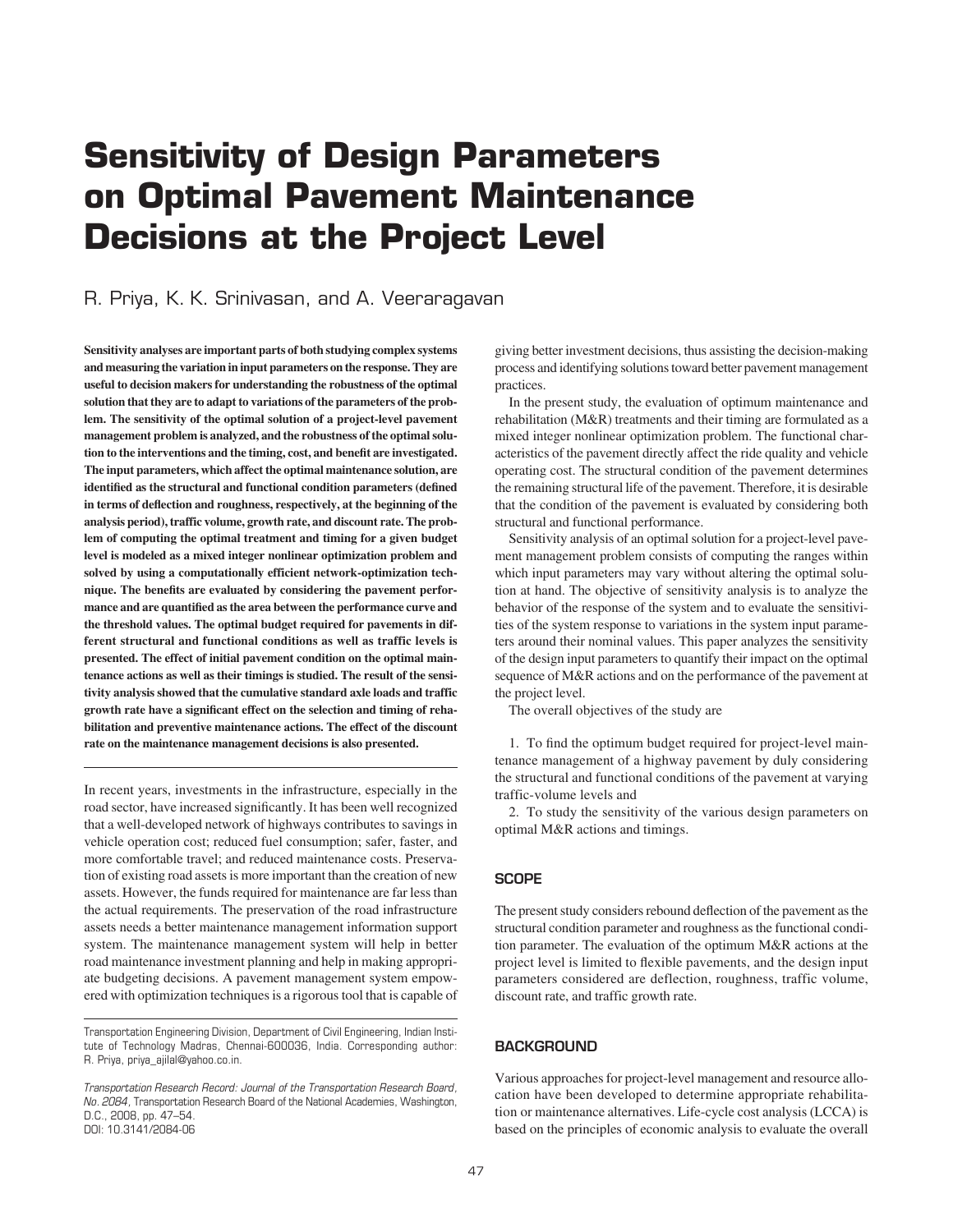# Sensitivity of Design Parameters on Optimal Pavement Maintenance Decisions at the Project Level

R. Priya, K. K. Srinivasan, and A. Veeraragavan

**Sensitivity analyses are important parts of both studying complex systems and measuring the variation in input parameters on the response. They are useful to decision makers for understanding the robustness of the optimal solution that they are to adapt to variations of the parameters of the problem. The sensitivity of the optimal solution of a project-level pavement management problem is analyzed, and the robustness of the optimal solution to the interventions and the timing, cost, and benefit are investigated. The input parameters, which affect the optimal maintenance solution, are identified as the structural and functional condition parameters (defined in terms of deflection and roughness, respectively, at the beginning of the analysis period), traffic volume, growth rate, and discount rate. The problem of computing the optimal treatment and timing for a given budget level is modeled as a mixed integer nonlinear optimization problem and solved by using a computationally efficient network-optimization technique. The benefits are evaluated by considering the pavement performance and are quantified as the area between the performance curve and the threshold values. The optimal budget required for pavements in different structural and functional conditions as well as traffic levels is presented. The effect of initial pavement condition on the optimal maintenance actions as well as their timings is studied. The result of the sensitivity analysis showed that the cumulative standard axle loads and traffic growth rate have a significant effect on the selection and timing of rehabilitation and preventive maintenance actions. The effect of the discount rate on the maintenance management decisions is also presented.**

In recent years, investments in the infrastructure, especially in the road sector, have increased significantly. It has been well recognized that a well-developed network of highways contributes to savings in vehicle operation cost; reduced fuel consumption; safer, faster, and more comfortable travel; and reduced maintenance costs. Preservation of existing road assets is more important than the creation of new assets. However, the funds required for maintenance are far less than the actual requirements. The preservation of the road infrastructure assets needs a better maintenance management information support system. The maintenance management system will help in better road maintenance investment planning and help in making appropriate budgeting decisions. A pavement management system empowered with optimization techniques is a rigorous tool that is capable of giving better investment decisions, thus assisting the decision-making process and identifying solutions toward better pavement management practices.

In the present study, the evaluation of optimum maintenance and rehabilitation (M&R) treatments and their timing are formulated as a mixed integer nonlinear optimization problem. The functional characteristics of the pavement directly affect the ride quality and vehicle operating cost. The structural condition of the pavement determines the remaining structural life of the pavement. Therefore, it is desirable that the condition of the pavement is evaluated by considering both structural and functional performance.

Sensitivity analysis of an optimal solution for a project-level pavement management problem consists of computing the ranges within which input parameters may vary without altering the optimal solution at hand. The objective of sensitivity analysis is to analyze the behavior of the response of the system and to evaluate the sensitivities of the system response to variations in the system input parameters around their nominal values. This paper analyzes the sensitivity of the design input parameters to quantify their impact on the optimal sequence of M&R actions and on the performance of the pavement at the project level.

The overall objectives of the study are

1. To find the optimum budget required for project-level maintenance management of a highway pavement by duly considering the structural and functional conditions of the pavement at varying traffic-volume levels and
2. To study the sensitivity of the various design parameters on optimal M&R actions and timings.

## SCOPE

The present study considers rebound deflection of the pavement as the structural condition parameter and roughness as the functional condition parameter. The evaluation of the optimum M&R actions at the project level is limited to flexible pavements, and the design input parameters considered are deflection, roughness, traffic volume, discount rate, and traffic growth rate.

## BACKGROUND

Various approaches for project-level management and resource allocation have been developed to determine appropriate rehabilitation or maintenance alternatives. Life-cycle cost analysis (LCCA) is based on the principles of economic analysis to evaluate the overall

Transportation Engineering Division, Department of Civil Engineering, Indian Institute of Technology Madras, Chennai-600036, India. Corresponding author: R. Priya, priya_ajilal@yahoo.co.in.

*Transportation Research Record: Journal of the Transportation Research Board, No. 2084*, Transportation Research Board of the National Academies, Washington, D.C., 2008, pp. 47–54.
DOI: 10.3141/2084-06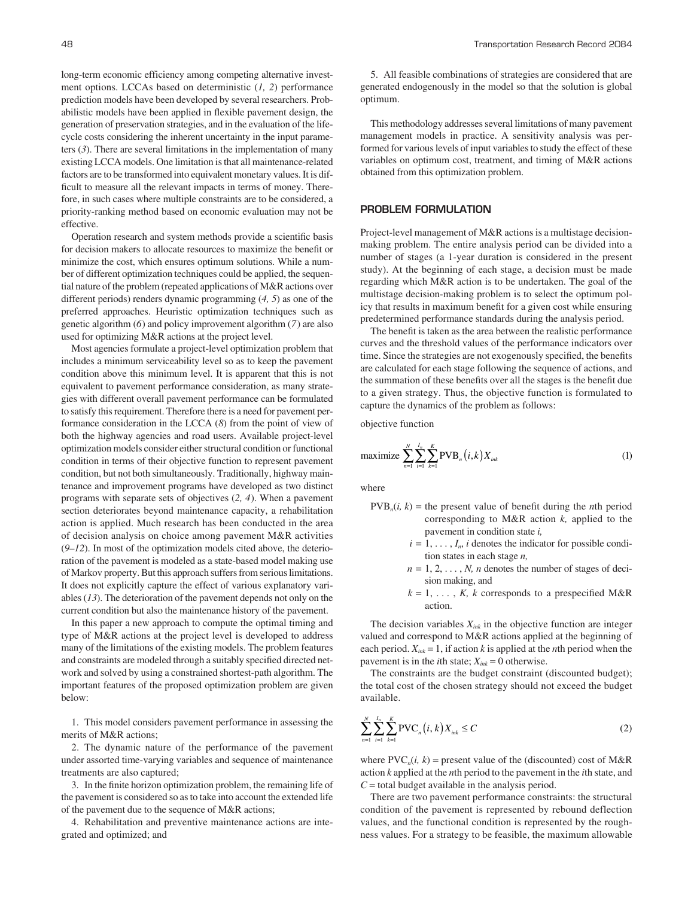long-term economic efficiency among competing alternative investment options. LCCAs based on deterministic (*1, 2*) performance prediction models have been developed by several researchers. Probabilistic models have been applied in flexible pavement design, the generation of preservation strategies, and in the evaluation of the life-cycle costs considering the inherent uncertainty in the input parameters (*3*). There are several limitations in the implementation of many existing LCCA models. One limitation is that all maintenance-related factors are to be transformed into equivalent monetary values. It is difficult to measure all the relevant impacts in terms of money. Therefore, in such cases where multiple constraints are to be considered, a priority-ranking method based on economic evaluation may not be effective.

Operation research and system methods provide a scientific basis for decision makers to allocate resources to maximize the benefit or minimize the cost, which ensures optimum solutions. While a number of different optimization techniques could be applied, the sequential nature of the problem (repeated applications of M&R actions over different periods) renders dynamic programming (*4, 5*) as one of the preferred approaches. Heuristic optimization techniques such as genetic algorithm (*6*) and policy improvement algorithm (*7*) are also used for optimizing M&R actions at the project level.

Most agencies formulate a project-level optimization problem that includes a minimum serviceability level so as to keep the pavement condition above this minimum level. It is apparent that this is not equivalent to pavement performance consideration, as many strategies with different overall pavement performance can be formulated to satisfy this requirement. Therefore there is a need for pavement performance consideration in the LCCA (*8*) from the point of view of both the highway agencies and road users. Available project-level optimization models consider either structural condition or functional condition in terms of their objective function to represent pavement condition, but not both simultaneously. Traditionally, highway maintenance and improvement programs have developed as two distinct programs with separate sets of objectives (*2, 4*). When a pavement section deteriorates beyond maintenance capacity, a rehabilitation action is applied. Much research has been conducted in the area of decision analysis on choice among pavement M&R activities (*9–12*). In most of the optimization models cited above, the deterioration of the pavement is modeled as a state-based model making use of Markov property. But this approach suffers from serious limitations. It does not explicitly capture the effect of various explanatory variables (*13*). The deterioration of the pavement depends not only on the current condition but also the maintenance history of the pavement.

In this paper a new approach to compute the optimal timing and type of M&R actions at the project level is developed to address many of the limitations of the existing models. The problem features and constraints are modeled through a suitably specified directed network and solved by using a constrained shortest-path algorithm. The important features of the proposed optimization problem are given below:

1. This model considers pavement performance in assessing the merits of M&R actions;
2. The dynamic nature of the performance of the pavement under assorted time-varying variables and sequence of maintenance treatments are also captured;
3. In the finite horizon optimization problem, the remaining life of the pavement is considered so as to take into account the extended life of the pavement due to the sequence of M&R actions;
4. Rehabilitation and preventive maintenance actions are integrated and optimized; and
5. All feasible combinations of strategies are considered that are generated endogenously in the model so that the solution is global optimum.

This methodology addresses several limitations of many pavement management models in practice. A sensitivity analysis was performed for various levels of input variables to study the effect of these variables on optimum cost, treatment, and timing of M&R actions obtained from this optimization problem.

## PROBLEM FORMULATION

Project-level management of M&R actions is a multistage decision-making problem. The entire analysis period can be divided into a number of stages (a 1-year duration is considered in the present study). At the beginning of each stage, a decision must be made regarding which M&R action is to be undertaken. The goal of the multistage decision-making problem is to select the optimum policy that results in maximum benefit for a given cost while ensuring predetermined performance standards during the analysis period.

The benefit is taken as the area between the realistic performance curves and the threshold values of the performance indicators over time. Since the strategies are not exogenously specified, the benefits are calculated for each stage following the sequence of actions, and the summation of these benefits over all the stages is the benefit due to a given strategy. Thus, the objective function is formulated to capture the dynamics of the problem as follows:

objective function

$$\text{maximize} \sum_{n=1}^{N}\sum_{i=1}^{I_n}\sum_{k=1}^{K} \text{PVB}_n(i,k)X_{ink} \tag{1}$$

where

- $\text{PVB}_n(i, k)$ = the present value of benefit during the $n$th period corresponding to M&R action $k$, applied to the pavement in condition state $i$,
- $i = 1, \ldots, I_n$, $i$ denotes the indicator for possible condition states in each stage $n$,
- $n = 1, 2, \ldots, N$, $n$ denotes the number of stages of decision making, and
- $k = 1, \ldots, K$, $k$ corresponds to a prespecified M&R action.

The decision variables $X_{ink}$ in the objective function are integer valued and correspond to M&R actions applied at the beginning of each period. $X_{ink} = 1$, if action $k$ is applied at the $n$th period when the pavement is in the $i$th state; $X_{ink} = 0$ otherwise.

The constraints are the budget constraint (discounted budget); the total cost of the chosen strategy should not exceed the budget available.

$$\sum_{n=1}^{N}\sum_{i=1}^{I_n}\sum_{k=1}^{K} \text{PVC}_n(i,k)X_{ink} \le C \tag{2}$$

where $\text{PVC}_n(i, k)$ = present value of the (discounted) cost of M&R action $k$ applied at the $n$th period to the pavement in the $i$th state, and $C$ = total budget available in the analysis period.

There are two pavement performance constraints: the structural condition of the pavement is represented by rebound deflection values, and the functional condition is represented by the roughness values. For a strategy to be feasible, the maximum allowable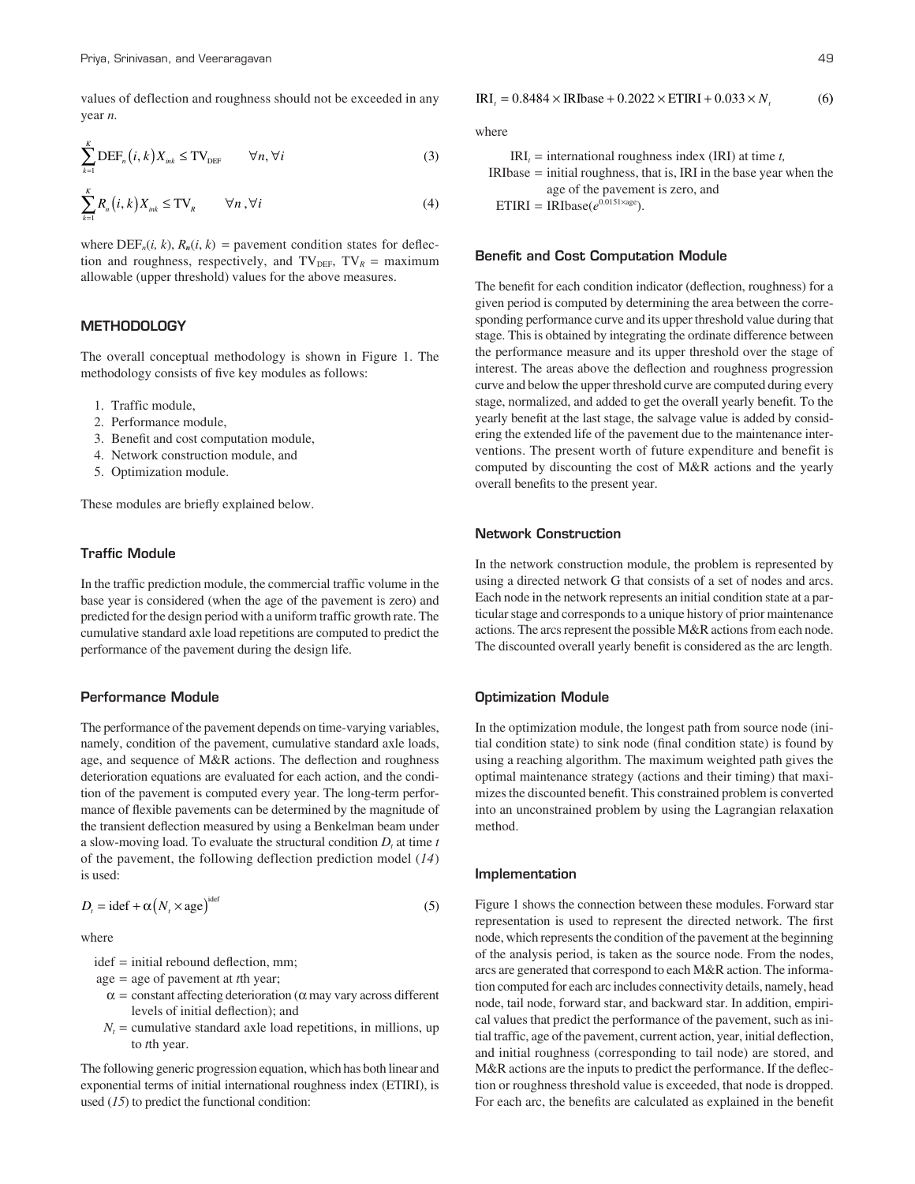values of deflection and roughness should not be exceeded in any year *n*.

$$\sum_{k=1}^{K} \text{DEF}_n(i,k) X_{ink} \leq \text{TV}_{\text{DEF}} \qquad \forall n, \forall i \tag{3}$$

$$\sum_{k=1}^{K} R_n(i,k) X_{ink} \leq \text{TV}_R \qquad \forall n, \forall i \tag{4}$$

where $\text{DEF}_n(i, k)$, $R_n(i, k)$ = pavement condition states for deflection and roughness, respectively, and $\text{TV}_{\text{DEF}}$, $\text{TV}_R$ = maximum allowable (upper threshold) values for the above measures.

## METHODOLOGY

The overall conceptual methodology is shown in Figure 1. The methodology consists of five key modules as follows:

1. Traffic module,
2. Performance module,
3. Benefit and cost computation module,
4. Network construction module, and
5. Optimization module.

These modules are briefly explained below.

### Traffic Module

In the traffic prediction module, the commercial traffic volume in the base year is considered (when the age of the pavement is zero) and predicted for the design period with a uniform traffic growth rate. The cumulative standard axle load repetitions are computed to predict the performance of the pavement during the design life.

### Performance Module

The performance of the pavement depends on time-varying variables, namely, condition of the pavement, cumulative standard axle loads, age, and sequence of M&R actions. The deflection and roughness deterioration equations are evaluated for each action, and the condition of the pavement is computed every year. The long-term performance of flexible pavements can be determined by the magnitude of the transient deflection measured by using a Benkelman beam under a slow-moving load. To evaluate the structural condition $D_t$ at time *t* of the pavement, the following deflection prediction model (*14*) is used:

$$D_t = \text{idef} + \alpha\left(N_t \times \text{age}\right)^{\text{idef}} \tag{5}$$

where

- idef = initial rebound deflection, mm;
- age = age of pavement at *t*th year;
- $\alpha$ = constant affecting deterioration ($\alpha$ may vary across different levels of initial deflection); and
- $N_t$ = cumulative standard axle load repetitions, in millions, up to *t*th year.

The following generic progression equation, which has both linear and exponential terms of initial international roughness index (ETIRI), is used (*15*) to predict the functional condition:

$$\text{IRI}_t = 0.8484 \times \text{IRIbase} + 0.2022 \times \text{ETIRI} + 0.033 \times N_t \tag{6}$$

where

- $\text{IRI}_t$ = international roughness index (IRI) at time *t*,
- IRIbase = initial roughness, that is, IRI in the base year when the age of the pavement is zero, and
- ETIRI = $\text{IRIbase}(e^{0.0151 \times \text{age}})$.

### Benefit and Cost Computation Module

The benefit for each condition indicator (deflection, roughness) for a given period is computed by determining the area between the corresponding performance curve and its upper threshold value during that stage. This is obtained by integrating the ordinate difference between the performance measure and its upper threshold over the stage of interest. The areas above the deflection and roughness progression curve and below the upper threshold curve are computed during every stage, normalized, and added to get the overall yearly benefit. To the yearly benefit at the last stage, the salvage value is added by considering the extended life of the pavement due to the maintenance interventions. The present worth of future expenditure and benefit is computed by discounting the cost of M&R actions and the yearly overall benefits to the present year.

### Network Construction

In the network construction module, the problem is represented by using a directed network G that consists of a set of nodes and arcs. Each node in the network represents an initial condition state at a particular stage and corresponds to a unique history of prior maintenance actions. The arcs represent the possible M&R actions from each node. The discounted overall yearly benefit is considered as the arc length.

### Optimization Module

In the optimization module, the longest path from source node (initial condition state) to sink node (final condition state) is found by using a reaching algorithm. The maximum weighted path gives the optimal maintenance strategy (actions and their timing) that maximizes the discounted benefit. This constrained problem is converted into an unconstrained problem by using the Lagrangian relaxation method.

### Implementation

Figure 1 shows the connection between these modules. Forward star representation is used to represent the directed network. The first node, which represents the condition of the pavement at the beginning of the analysis period, is taken as the source node. From the nodes, arcs are generated that correspond to each M&R action. The information computed for each arc includes connectivity details, namely, head node, tail node, forward star, and backward star. In addition, empirical values that predict the performance of the pavement, such as initial traffic, age of the pavement, current action, year, initial deflection, and initial roughness (corresponding to tail node) are stored, and M&R actions are the inputs to predict the performance. If the deflection or roughness threshold value is exceeded, that node is dropped. For each arc, the benefits are calculated as explained in the benefit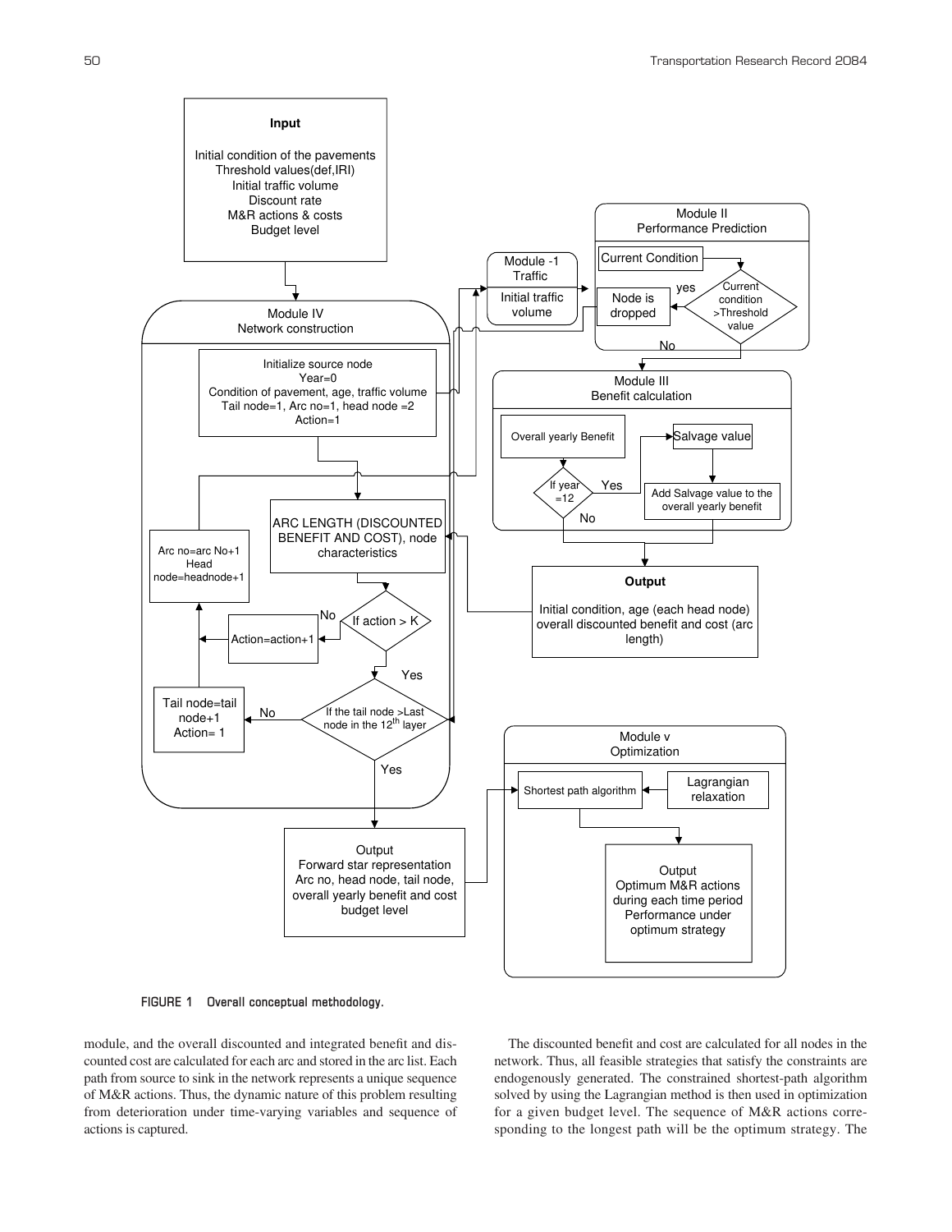FIGURE 1 Overall conceptual methodology.

module, and the overall discounted and integrated benefit and discounted cost are calculated for each arc and stored in the arc list. Each path from source to sink in the network represents a unique sequence of M&R actions. Thus, the dynamic nature of this problem resulting from deterioration under time-varying variables and sequence of actions is captured.

The discounted benefit and cost are calculated for all nodes in the network. Thus, all feasible strategies that satisfy the constraints are endogenously generated. The constrained shortest-path algorithm solved by using the Lagrangian method is then used in optimization for a given budget level. The sequence of M&R actions corresponding to the longest path will be the optimum strategy. The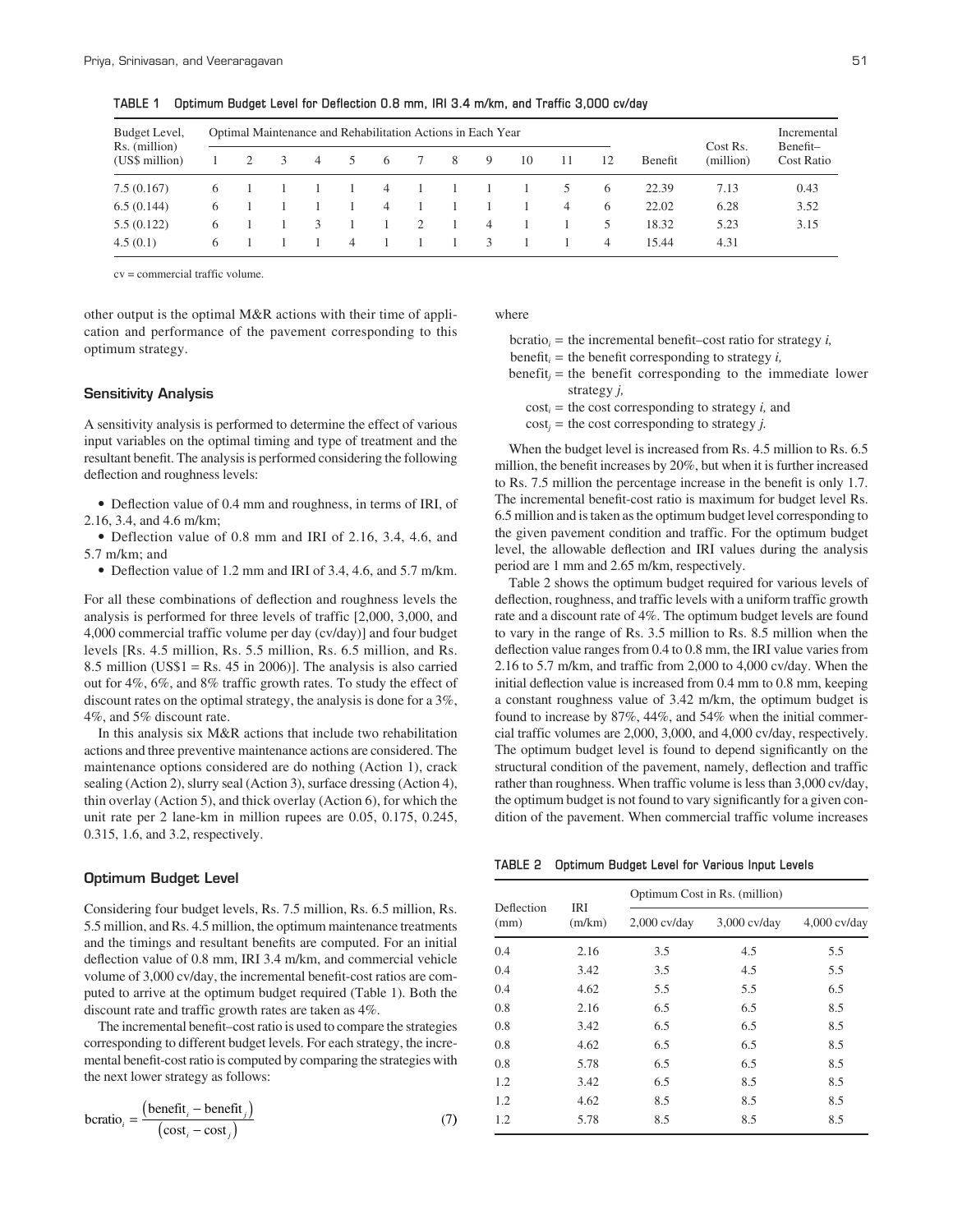**TABLE 1 Optimum Budget Level for Deflection 0.8 mm, IRI 3.4 m/km, and Traffic 3,000 cv/day**

| Budget Level, Rs. (million) (US$ million) | Optimal Maintenance and Rehabilitation Actions in Each Year | | | | | | | | | | | | Benefit | Cost Rs. (million) | Incremental Benefit–Cost Ratio |
|---|---|---|---|---|---|---|---|---|---|---|---|---|---|---|---|
| | 1 | 2 | 3 | 4 | 5 | 6 | 7 | 8 | 9 | 10 | 11 | 12 | | | |
| 7.5 (0.167) | 6 | 1 | 1 | 1 | 1 | 4 | 1 | 1 | 1 | 1 | 5 | 6 | 22.39 | 7.13 | 0.43 |
| 6.5 (0.144) | 6 | 1 | 1 | 1 | 1 | 4 | 1 | 1 | 1 | 1 | 4 | 6 | 22.02 | 6.28 | 3.52 |
| 5.5 (0.122) | 6 | 1 | 1 | 3 | 1 | 1 | 2 | 1 | 4 | 1 | 1 | 5 | 18.32 | 5.23 | 3.15 |
| 4.5 (0.1) | 6 | 1 | 1 | 1 | 4 | 1 | 1 | 1 | 3 | 1 | 1 | 4 | 15.44 | 4.31 | |

cv = commercial traffic volume.

other output is the optimal M&R actions with their time of application and performance of the pavement corresponding to this optimum strategy.

### Sensitivity Analysis

A sensitivity analysis is performed to determine the effect of various input variables on the optimal timing and type of treatment and the resultant benefit. The analysis is performed considering the following deflection and roughness levels:

- Deflection value of 0.4 mm and roughness, in terms of IRI, of 2.16, 3.4, and 4.6 m/km;
- Deflection value of 0.8 mm and IRI of 2.16, 3.4, 4.6, and 5.7 m/km; and
- Deflection value of 1.2 mm and IRI of 3.4, 4.6, and 5.7 m/km.

For all these combinations of deflection and roughness levels the analysis is performed for three levels of traffic [2,000, 3,000, and 4,000 commercial traffic volume per day (cv/day)] and four budget levels [Rs. 4.5 million, Rs. 5.5 million, Rs. 6.5 million, and Rs. 8.5 million (US$1 = Rs. 45 in 2006)]. The analysis is also carried out for 4%, 6%, and 8% traffic growth rates. To study the effect of discount rates on the optimal strategy, the analysis is done for a 3%, 4%, and 5% discount rate.

In this analysis six M&R actions that include two rehabilitation actions and three preventive maintenance actions are considered. The maintenance options considered are do nothing (Action 1), crack sealing (Action 2), slurry seal (Action 3), surface dressing (Action 4), thin overlay (Action 5), and thick overlay (Action 6), for which the unit rate per 2 lane-km in million rupees are 0.05, 0.175, 0.245, 0.315, 1.6, and 3.2, respectively.

### Optimum Budget Level

Considering four budget levels, Rs. 7.5 million, Rs. 6.5 million, Rs. 5.5 million, and Rs. 4.5 million, the optimum maintenance treatments and the timings and resultant benefits are computed. For an initial deflection value of 0.8 mm, IRI 3.4 m/km, and commercial vehicle volume of 3,000 cv/day, the incremental benefit-cost ratios are computed to arrive at the optimum budget required (Table 1). Both the discount rate and traffic growth rates are taken as 4%.

The incremental benefit–cost ratio is used to compare the strategies corresponding to different budget levels. For each strategy, the incremental benefit-cost ratio is computed by comparing the strategies with the next lower strategy as follows:

$$\text{bcratio}_i = \frac{(\text{benefit}_i - \text{benefit}_j)}{(\text{cost}_i - \text{cost}_j)} \tag{7}$$

where

$\text{bcratio}_i$ = the incremental benefit–cost ratio for strategy *i,*
$\text{benefit}_i$ = the benefit corresponding to strategy *i,*
$\text{benefit}_j$ = the benefit corresponding to the immediate lower strategy *j,*
$\text{cost}_i$ = the cost corresponding to strategy *i,* and
$\text{cost}_j$ = the cost corresponding to strategy *j.*

When the budget level is increased from Rs. 4.5 million to Rs. 6.5 million, the benefit increases by 20%, but when it is further increased to Rs. 7.5 million the percentage increase in the benefit is only 1.7. The incremental benefit-cost ratio is maximum for budget level Rs. 6.5 million and is taken as the optimum budget level corresponding to the given pavement condition and traffic. For the optimum budget level, the allowable deflection and IRI values during the analysis period are 1 mm and 2.65 m/km, respectively.

Table 2 shows the optimum budget required for various levels of deflection, roughness, and traffic levels with a uniform traffic growth rate and a discount rate of 4%. The optimum budget levels are found to vary in the range of Rs. 3.5 million to Rs. 8.5 million when the deflection value ranges from 0.4 to 0.8 mm, the IRI value varies from 2.16 to 5.7 m/km, and traffic from 2,000 to 4,000 cv/day. When the initial deflection value is increased from 0.4 mm to 0.8 mm, keeping a constant roughness value of 3.42 m/km, the optimum budget is found to increase by 87%, 44%, and 54% when the initial commercial traffic volumes are 2,000, 3,000, and 4,000 cv/day, respectively. The optimum budget level is found to depend significantly on the structural condition of the pavement, namely, deflection and traffic rather than roughness. When traffic volume is less than 3,000 cv/day, the optimum budget is not found to vary significantly for a given condition of the pavement. When commercial traffic volume increases

**TABLE 2 Optimum Budget Level for Various Input Levels**

| Deflection (mm) | IRI (m/km) | Optimum Cost in Rs. (million) | | |
|---|---|---|---|---|
| | | 2,000 cv/day | 3,000 cv/day | 4,000 cv/day |
| 0.4 | 2.16 | 3.5 | 4.5 | 5.5 |
| 0.4 | 3.42 | 3.5 | 4.5 | 5.5 |
| 0.4 | 4.62 | 5.5 | 5.5 | 6.5 |
| 0.8 | 2.16 | 6.5 | 6.5 | 8.5 |
| 0.8 | 3.42 | 6.5 | 6.5 | 8.5 |
| 0.8 | 4.62 | 6.5 | 6.5 | 8.5 |
| 0.8 | 5.78 | 6.5 | 6.5 | 8.5 |
| 1.2 | 3.42 | 6.5 | 8.5 | 8.5 |
| 1.2 | 4.62 | 8.5 | 8.5 | 8.5 |
| 1.2 | 5.78 | 8.5 | 8.5 | 8.5 |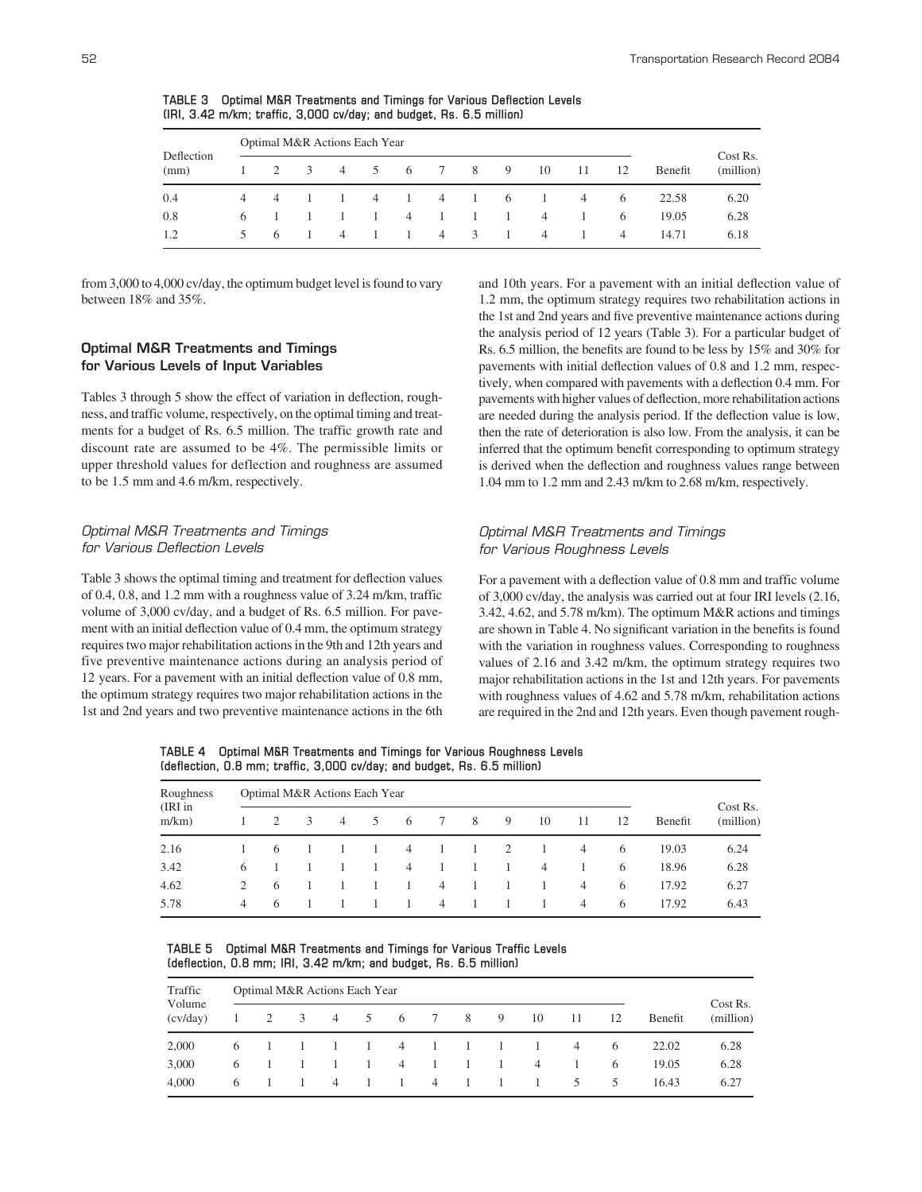**TABLE 3 Optimal M&R Treatments and Timings for Various Deflection Levels (IRI, 3.42 m/km; traffic, 3,000 cv/day; and budget, Rs. 6.5 million)**

| Deflection (mm) | Optimal M&R Actions Each Year | | | | | | | | | | | | Benefit | Cost Rs. (million) |
|---|---|---|---|---|---|---|---|---|---|---|---|---|---|---|
| | 1 | 2 | 3 | 4 | 5 | 6 | 7 | 8 | 9 | 10 | 11 | 12 | | |
| 0.4 | 4 | 4 | 1 | 1 | 4 | 1 | 4 | 1 | 6 | 1 | 4 | 6 | 22.58 | 6.20 |
| 0.8 | 6 | 1 | 1 | 1 | 1 | 4 | 1 | 1 | 1 | 4 | 1 | 6 | 19.05 | 6.28 |
| 1.2 | 5 | 6 | 1 | 4 | 1 | 1 | 4 | 3 | 1 | 4 | 1 | 4 | 14.71 | 6.18 |

from 3,000 to 4,000 cv/day, the optimum budget level is found to vary between 18% and 35%.

### Optimal M&R Treatments and Timings for Various Levels of Input Variables

Tables 3 through 5 show the effect of variation in deflection, roughness, and traffic volume, respectively, on the optimal timing and treatments for a budget of Rs. 6.5 million. The traffic growth rate and discount rate are assumed to be 4%. The permissible limits or upper threshold values for deflection and roughness are assumed to be 1.5 mm and 4.6 m/km, respectively.

#### *Optimal M&R Treatments and Timings for Various Deflection Levels*

Table 3 shows the optimal timing and treatment for deflection values of 0.4, 0.8, and 1.2 mm with a roughness value of 3.24 m/km, traffic volume of 3,000 cv/day, and a budget of Rs. 6.5 million. For pavement with an initial deflection value of 0.4 mm, the optimum strategy requires two major rehabilitation actions in the 9th and 12th years and five preventive maintenance actions during an analysis period of 12 years. For a pavement with an initial deflection value of 0.8 mm, the optimum strategy requires two major rehabilitation actions in the 1st and 2nd years and two preventive maintenance actions in the 6th and 10th years. For a pavement with an initial deflection value of 1.2 mm, the optimum strategy requires two rehabilitation actions in the 1st and 2nd years and five preventive maintenance actions during the analysis period of 12 years (Table 3). For a particular budget of Rs. 6.5 million, the benefits are found to be less by 15% and 30% for pavements with initial deflection values of 0.8 and 1.2 mm, respectively, when compared with pavements with a deflection 0.4 mm. For pavements with higher values of deflection, more rehabilitation actions are needed during the analysis period. If the deflection value is low, then the rate of deterioration is also low. From the analysis, it can be inferred that the optimum benefit corresponding to optimum strategy is derived when the deflection and roughness values range between 1.04 mm to 1.2 mm and 2.43 m/km to 2.68 m/km, respectively.

#### *Optimal M&R Treatments and Timings for Various Roughness Levels*

For a pavement with a deflection value of 0.8 mm and traffic volume of 3,000 cv/day, the analysis was carried out at four IRI levels (2.16, 3.42, 4.62, and 5.78 m/km). The optimum M&R actions and timings are shown in Table 4. No significant variation in the benefits is found with the variation in roughness values. Corresponding to roughness values of 2.16 and 3.42 m/km, the optimum strategy requires two major rehabilitation actions in the 1st and 12th years. For pavements with roughness values of 4.62 and 5.78 m/km, rehabilitation actions are required in the 2nd and 12th years. Even though pavement rough-

**TABLE 4 Optimal M&R Treatments and Timings for Various Roughness Levels (deflection, 0.8 mm; traffic, 3,000 cv/day; and budget, Rs. 6.5 million)**

| Roughness (IRI in m/km) | Optimal M&R Actions Each Year | | | | | | | | | | | | Benefit | Cost Rs. (million) |
|---|---|---|---|---|---|---|---|---|---|---|---|---|---|---|
| | 1 | 2 | 3 | 4 | 5 | 6 | 7 | 8 | 9 | 10 | 11 | 12 | | |
| 2.16 | 1 | 6 | 1 | 1 | 1 | 4 | 1 | 1 | 2 | 1 | 4 | 6 | 19.03 | 6.24 |
| 3.42 | 6 | 1 | 1 | 1 | 1 | 4 | 1 | 1 | 1 | 4 | 1 | 6 | 18.96 | 6.28 |
| 4.62 | 2 | 6 | 1 | 1 | 1 | 1 | 4 | 1 | 1 | 1 | 4 | 6 | 17.92 | 6.27 |
| 5.78 | 4 | 6 | 1 | 1 | 1 | 1 | 4 | 1 | 1 | 1 | 4 | 6 | 17.92 | 6.43 |

**TABLE 5 Optimal M&R Treatments and Timings for Various Traffic Levels (deflection, 0.8 mm; IRI, 3.42 m/km; and budget, Rs. 6.5 million)**

| Traffic Volume (cv/day) | Optimal M&R Actions Each Year | | | | | | | | | | | | Benefit | Cost Rs. (million) |
|---|---|---|---|---|---|---|---|---|---|---|---|---|---|---|
| | 1 | 2 | 3 | 4 | 5 | 6 | 7 | 8 | 9 | 10 | 11 | 12 | | |
| 2,000 | 6 | 1 | 1 | 1 | 1 | 4 | 1 | 1 | 1 | 1 | 4 | 6 | 22.02 | 6.28 |
| 3,000 | 6 | 1 | 1 | 1 | 1 | 4 | 1 | 1 | 1 | 4 | 1 | 6 | 19.05 | 6.28 |
| 4,000 | 6 | 1 | 1 | 4 | 1 | 1 | 4 | 1 | 1 | 1 | 5 | 5 | 16.43 | 6.27 |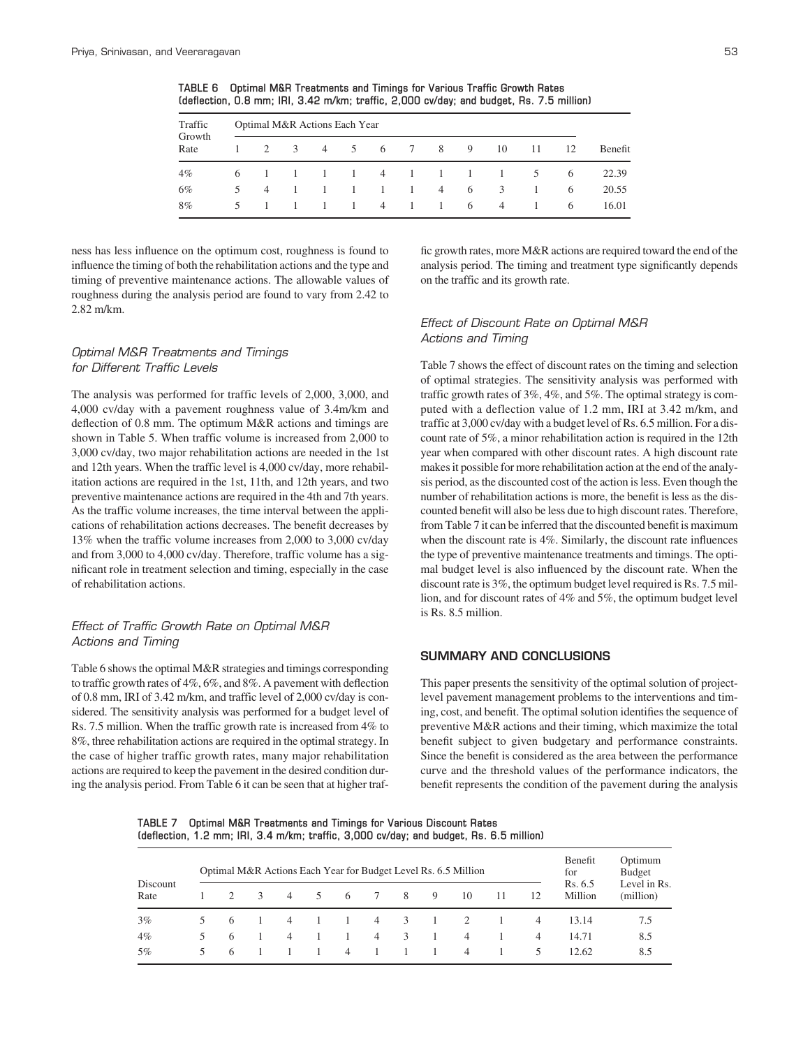**TABLE 6 Optimal M&R Treatments and Timings for Various Traffic Growth Rates (deflection, 0.8 mm; IRI, 3.42 m/km; traffic, 2,000 cv/day; and budget, Rs. 7.5 million)**

| Traffic Growth Rate | Optimal M&R Actions Each Year | | | | | | | | | | | | Benefit |
|---|---|---|---|---|---|---|---|---|---|---|---|---|---|
| | 1 | 2 | 3 | 4 | 5 | 6 | 7 | 8 | 9 | 10 | 11 | 12 | |
| 4% | 6 | 1 | 1 | 1 | 1 | 4 | 1 | 1 | 1 | 1 | 5 | 6 | 22.39 |
| 6% | 5 | 4 | 1 | 1 | 1 | 1 | 1 | 4 | 6 | 3 | 1 | 6 | 20.55 |
| 8% | 5 | 1 | 1 | 1 | 1 | 4 | 1 | 1 | 6 | 4 | 1 | 6 | 16.01 |

ness has less influence on the optimum cost, roughness is found to influence the timing of both the rehabilitation actions and the type and timing of preventive maintenance actions. The allowable values of roughness during the analysis period are found to vary from 2.42 to 2.82 m/km.

### *Optimal M&R Treatments and Timings for Different Traffic Levels*

The analysis was performed for traffic levels of 2,000, 3,000, and 4,000 cv/day with a pavement roughness value of 3.4m/km and deflection of 0.8 mm. The optimum M&R actions and timings are shown in Table 5. When traffic volume is increased from 2,000 to 3,000 cv/day, two major rehabilitation actions are needed in the 1st and 12th years. When the traffic level is 4,000 cv/day, more rehabilitation actions are required in the 1st, 11th, and 12th years, and two preventive maintenance actions are required in the 4th and 7th years. As the traffic volume increases, the time interval between the applications of rehabilitation actions decreases. The benefit decreases by 13% when the traffic volume increases from 2,000 to 3,000 cv/day and from 3,000 to 4,000 cv/day. Therefore, traffic volume has a significant role in treatment selection and timing, especially in the case of rehabilitation actions.

### *Effect of Traffic Growth Rate on Optimal M&R Actions and Timing*

Table 6 shows the optimal M&R strategies and timings corresponding to traffic growth rates of 4%, 6%, and 8%. A pavement with deflection of 0.8 mm, IRI of 3.42 m/km, and traffic level of 2,000 cv/day is considered. The sensitivity analysis was performed for a budget level of Rs. 7.5 million. When the traffic growth rate is increased from 4% to 8%, three rehabilitation actions are required in the optimal strategy. In the case of higher traffic growth rates, many major rehabilitation actions are required to keep the pavement in the desired condition during the analysis period. From Table 6 it can be seen that at higher traffic growth rates, more M&R actions are required toward the end of the analysis period. The timing and treatment type significantly depends on the traffic and its growth rate.

### *Effect of Discount Rate on Optimal M&R Actions and Timing*

Table 7 shows the effect of discount rates on the timing and selection of optimal strategies. The sensitivity analysis was performed with traffic growth rates of 3%, 4%, and 5%. The optimal strategy is computed with a deflection value of 1.2 mm, IRI at 3.42 m/km, and traffic at 3,000 cv/day with a budget level of Rs. 6.5 million. For a discount rate of 5%, a minor rehabilitation action is required in the 12th year when compared with other discount rates. A high discount rate makes it possible for more rehabilitation action at the end of the analysis period, as the discounted cost of the action is less. Even though the number of rehabilitation actions is more, the benefit is less as the discounted benefit will also be less due to high discount rates. Therefore, from Table 7 it can be inferred that the discounted benefit is maximum when the discount rate is 4%. Similarly, the discount rate influences the type of preventive maintenance treatments and timings. The optimal budget level is also influenced by the discount rate. When the discount rate is 3%, the optimum budget level required is Rs. 7.5 million, and for discount rates of 4% and 5%, the optimum budget level is Rs. 8.5 million.

## SUMMARY AND CONCLUSIONS

This paper presents the sensitivity of the optimal solution of project-level pavement management problems to the interventions and timing, cost, and benefit. The optimal solution identifies the sequence of preventive M&R actions and their timing, which maximize the total benefit subject to given budgetary and performance constraints. Since the benefit is considered as the area between the performance curve and the threshold values of the performance indicators, the benefit represents the condition of the pavement during the analysis

**TABLE 7 Optimal M&R Treatments and Timings for Various Discount Rates (deflection, 1.2 mm; IRI, 3.4 m/km; traffic, 3,000 cv/day; and budget, Rs. 6.5 million)**

| Discount Rate | Optimal M&R Actions Each Year for Budget Level Rs. 6.5 Million | | | | | | | | | | | | Benefit for Rs. 6.5 Million | Optimum Budget Level in Rs. (million) |
|---|---|---|---|---|---|---|---|---|---|---|---|---|---|---|
| | 1 | 2 | 3 | 4 | 5 | 6 | 7 | 8 | 9 | 10 | 11 | 12 | | |
| 3% | 5 | 6 | 1 | 4 | 1 | 1 | 4 | 3 | 1 | 2 | 1 | 4 | 13.14 | 7.5 |
| 4% | 5 | 6 | 1 | 4 | 1 | 1 | 4 | 3 | 1 | 4 | 1 | 4 | 14.71 | 8.5 |
| 5% | 5 | 6 | 1 | 1 | 1 | 4 | 1 | 1 | 1 | 4 | 1 | 5 | 12.62 | 8.5 |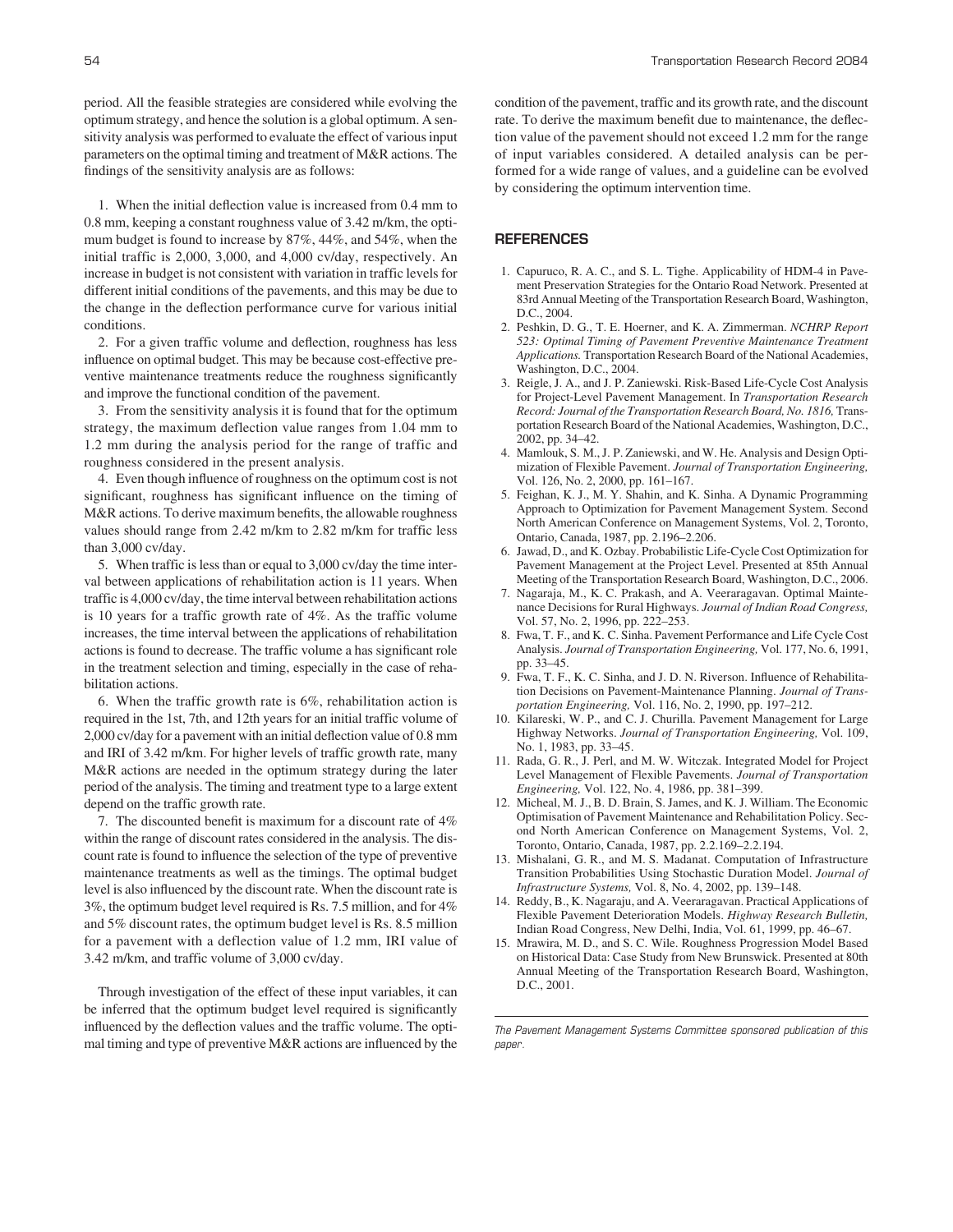period. All the feasible strategies are considered while evolving the optimum strategy, and hence the solution is a global optimum. A sensitivity analysis was performed to evaluate the effect of various input parameters on the optimal timing and treatment of M&R actions. The findings of the sensitivity analysis are as follows:

1. When the initial deflection value is increased from 0.4 mm to 0.8 mm, keeping a constant roughness value of 3.42 m/km, the optimum budget is found to increase by 87%, 44%, and 54%, when the initial traffic is 2,000, 3,000, and 4,000 cv/day, respectively. An increase in budget is not consistent with variation in traffic levels for different initial conditions of the pavements, and this may be due to the change in the deflection performance curve for various initial conditions.

2. For a given traffic volume and deflection, roughness has less influence on optimal budget. This may be because cost-effective preventive maintenance treatments reduce the roughness significantly and improve the functional condition of the pavement.

3. From the sensitivity analysis it is found that for the optimum strategy, the maximum deflection value ranges from 1.04 mm to 1.2 mm during the analysis period for the range of traffic and roughness considered in the present analysis.

4. Even though influence of roughness on the optimum cost is not significant, roughness has significant influence on the timing of M&R actions. To derive maximum benefits, the allowable roughness values should range from 2.42 m/km to 2.82 m/km for traffic less than 3,000 cv/day.

5. When traffic is less than or equal to 3,000 cv/day the time interval between applications of rehabilitation action is 11 years. When traffic is 4,000 cv/day, the time interval between rehabilitation actions is 10 years for a traffic growth rate of 4%. As the traffic volume increases, the time interval between the applications of rehabilitation actions is found to decrease. The traffic volume a has significant role in the treatment selection and timing, especially in the case of rehabilitation actions.

6. When the traffic growth rate is 6%, rehabilitation action is required in the 1st, 7th, and 12th years for an initial traffic volume of 2,000 cv/day for a pavement with an initial deflection value of 0.8 mm and IRI of 3.42 m/km. For higher levels of traffic growth rate, many M&R actions are needed in the optimum strategy during the later period of the analysis. The timing and treatment type to a large extent depend on the traffic growth rate.

7. The discounted benefit is maximum for a discount rate of 4% within the range of discount rates considered in the analysis. The discount rate is found to influence the selection of the type of preventive maintenance treatments as well as the timings. The optimal budget level is also influenced by the discount rate. When the discount rate is 3%, the optimum budget level required is Rs. 7.5 million, and for 4% and 5% discount rates, the optimum budget level is Rs. 8.5 million for a pavement with a deflection value of 1.2 mm, IRI value of 3.42 m/km, and traffic volume of 3,000 cv/day.

Through investigation of the effect of these input variables, it can be inferred that the optimum budget level required is significantly influenced by the deflection values and the traffic volume. The optimal timing and type of preventive M&R actions are influenced by the condition of the pavement, traffic and its growth rate, and the discount rate. To derive the maximum benefit due to maintenance, the deflection value of the pavement should not exceed 1.2 mm for the range of input variables considered. A detailed analysis can be performed for a wide range of values, and a guideline can be evolved by considering the optimum intervention time.

## REFERENCES

1. Capuruco, R. A. C., and S. L. Tighe. Applicability of HDM-4 in Pavement Preservation Strategies for the Ontario Road Network. Presented at 83rd Annual Meeting of the Transportation Research Board, Washington, D.C., 2004.
2. Peshkin, D. G., T. E. Hoerner, and K. A. Zimmerman. *NCHRP Report 523: Optimal Timing of Pavement Preventive Maintenance Treatment Applications.* Transportation Research Board of the National Academies, Washington, D.C., 2004.
3. Reigle, J. A., and J. P. Zaniewski. Risk-Based Life-Cycle Cost Analysis for Project-Level Pavement Management. In *Transportation Research Record: Journal of the Transportation Research Board, No. 1816,* Transportation Research Board of the National Academies, Washington, D.C., 2002, pp. 34–42.
4. Mamlouk, S. M., J. P. Zaniewski, and W. He. Analysis and Design Optimization of Flexible Pavement. *Journal of Transportation Engineering,* Vol. 126, No. 2, 2000, pp. 161–167.
5. Feighan, K. J., M. Y. Shahin, and K. Sinha. A Dynamic Programming Approach to Optimization for Pavement Management Systems. Second North American Conference on Management Systems, Vol. 2, Toronto, Ontario, Canada, 1987, pp. 2.196–2.206.
6. Jawad, D., and K. Ozbay. Probabilistic Life-Cycle Cost Optimization for Pavement Management at the Project Level. Presented at 85th Annual Meeting of the Transportation Research Board, Washington, D.C., 2006.
7. Nagaraja, M., K. C. Prakash, and A. Veeraragavan. Optimal Maintenance Decisions for Rural Highways. *Journal of Indian Road Congress,* Vol. 57, No. 2, 1996, pp. 222–253.
8. Fwa, T. F., and K. C. Sinha. Pavement Performance and Life Cycle Cost Analysis. *Journal of Transportation Engineering,* Vol. 177, No. 6, 1991, pp. 33–45.
9. Fwa, T. F., K. C. Sinha, and J. D. N. Riverson. Influence of Rehabilitation Decisions on Pavement-Maintenance Planning. *Journal of Transportation Engineering,* Vol. 116, No. 2, 1990, pp. 197–212.
10. Kilareski, W. P., and C. J. Churilla. Pavement Management for Large Highway Networks. *Journal of Transportation Engineering,* Vol. 109, No. 1, 1983, pp. 33–45.
11. Rada, G. R., J. Perl, and M. W. Witczak. Integrated Model for Project Level Management of Flexible Pavements. *Journal of Transportation Engineering,* Vol. 122, No. 4, 1986, pp. 381–399.
12. Micheal, M. J., B. D. Brain, S. James, and K. J. William. The Economic Optimisation of Pavement Maintenance and Rehabilitation Policy. Second North American Conference on Management Systems, Vol. 2, Toronto, Ontario, Canada, 1987, pp. 2.2.169–2.2.194.
13. Mishalani, G. R., and M. S. Madanat. Computation of Infrastructure Transition Probabilities Using Stochastic Duration Model. *Journal of Infrastructure Systems,* Vol. 8, No. 4, 2002, pp. 139–148.
14. Reddy, B., K. Nagaraju, and A. Veeraragavan. Practical Applications of Flexible Pavement Deterioration Models. *Highway Research Bulletin,* Indian Road Congress, New Delhi, India, Vol. 61, 1999, pp. 46–67.
15. Mrawira, M. D., and S. C. Wile. Roughness Progression Model Based on Historical Data: Case Study from New Brunswick. Presented at 80th Annual Meeting of the Transportation Research Board, Washington, D.C., 2001.

*The Pavement Management Systems Committee sponsored publication of this paper.*